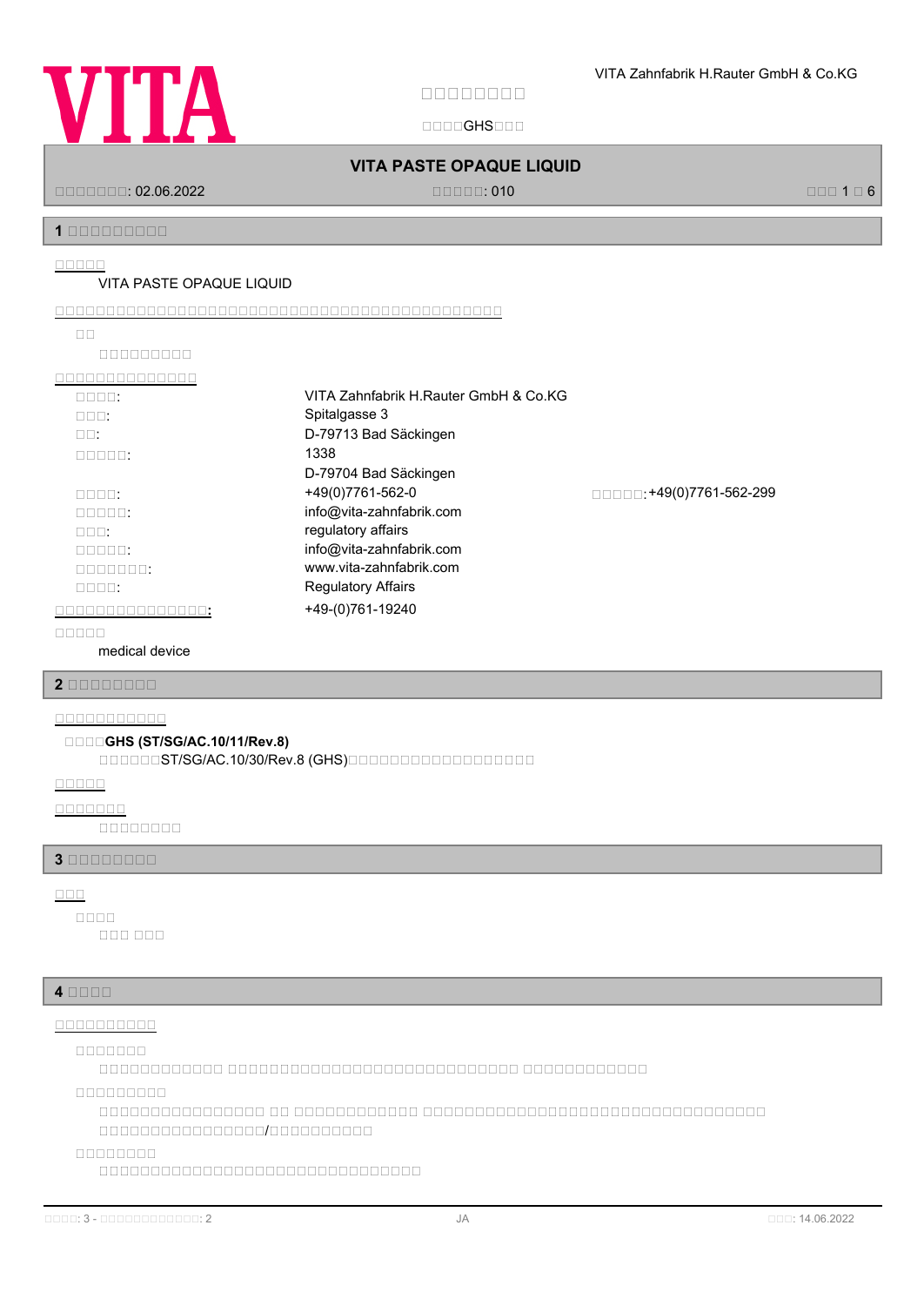VITA Zahnfabrik H.Rauter GmbH & Co.KG

□□□□□□□□□

□□□□GHS□□□

# VITA PASTE OPAQUE LIQUID

□□□□□□□: 02.06.2022 □□□□□: 010

## 1 □□□□□□□□□□

□□□□□

VITA PASTE OPAQUE LIQUID

□□□□□□□□□□□□□□□□□□□□□□□□□□□□□□□□□□□□□□

□□

□□□□□□□□□□

□□□□□□□□□□□□□□□

| | |
|---|---|
| □□□□: | VITA Zahnfabrik H.Rauter GmbH & Co.KG |
| □□□: | Spitalgasse 3 |
| □□: | D-79713 Bad Säckingen |
| □□□□□: | 1338 |
| | D-79704 Bad Säckingen |
| □□□□: | +49(0)7761-562-0 |
| □□□□□: | +49(0)7761-562-299 |
| □□□□□: | info@vita-zahnfabrik.com |
| □□□: | regulatory affairs |
| □□□□□: | info@vita-zahnfabrik.com |
| □□□□□□□: | www.vita-zahnfabrik.com |
| □□□□: | Regulatory Affairs |
| □□□□□□□□□□□□□□□□: | +49-(0)761-19240 |

□□□□□

medical device

## 2 □□□□□□□□□

□□□□□□□□□□□□

□□□□**GHS (ST/SG/AC.10/11/Rev.8)**

□□□□□□ST/SG/AC.10/30/Rev.8 (GHS)□□□□□□□□□□□□□□□□□□□□

□□□□□

□□□□□□□

□□□□□□□□□

## 3 □□□□□□□□□

□□□

□□□□

□□□ □□□

## 4 □□□□

□□□□□□□□□□□

□□□□□□□

□□□□□□□□□□□□ □□□□□□□□□□□□□□□□□□□□□□□□□□□□□□ □□□□□□□□□□□□

□□□□□□□□□

□□□□□□□□□□□□□□□□ □□ □□□□□□□□□□□□□ □□□□□□□□□□□□□□□□□□□□□□□□□□□□□□□□□□□□□□□□□□□□□□□□□/□□□□□□□□□□□

□□□□□□□□

□□□□□□□□□□□□□□□□□□□□□□□□□□□□□□□□□□□□□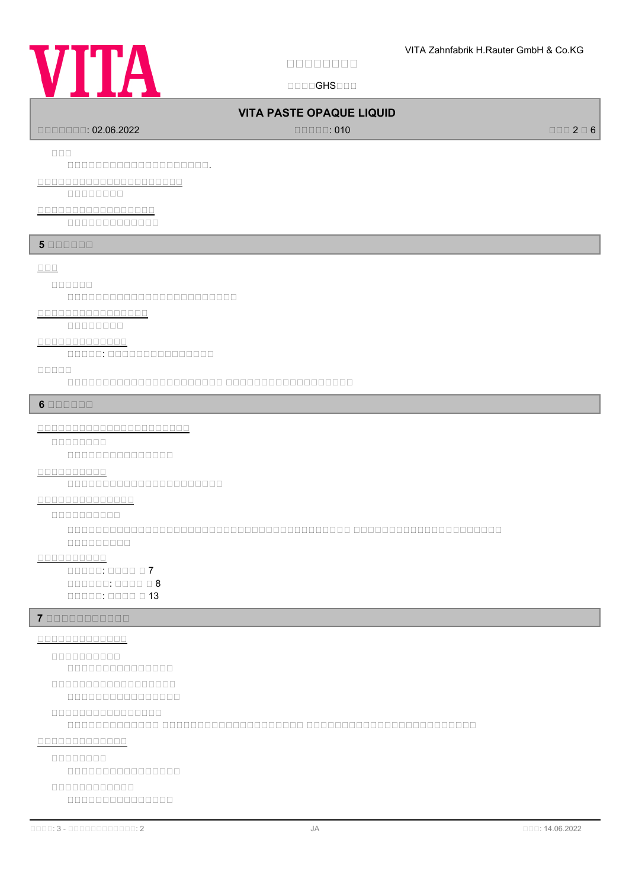□□□

□□□□□□□□□□□□□□□□□□□□□□.

□□□□□□□□□□□□□□□□□□□□□□□□□

□□□□□□□□□

□□□□□□□□□□□□□□□□□□□□□

□□□□□□□□□□□□□□

## 5 □□□□□□□

□□□

□□□□□□

□□□□□□□□□□□□□□□□□□□□□□□□□□□

□□□□□□□□□□□□□□□□□□□

□□□□□□□□□

□□□□□□□□□□□□□□□

□□□□□: □□□□□□□□□□□□□□□□□

□□□□□

□□□□□□□□□□□□□□□□□□□□□□□□ □□□□□□□□□□□□□□□□□□□□

## 6 □□□□□□□

□□□□□□□□□□□□□□□□□□□□□□□□□□□

□□□□□□□□□

□□□□□□□□□□□□□□□□□

□□□□□□□□□□□□

□□□□□□□□□□□□□□□□□□□□□□□□□

□□□□□□□□□□□□□□□□□

□□□□□□□□□□□

□□□□□□□□□□□□□□□□□□□□□□□□□□□□□□□□□□□□□□□□□□□□□ □□□□□□□□□□□□□□□□□□□□□□□□

□□□□□□□□□□

□□□□□□□□□□□□

□□□□□: □□□□ □ 7

□□□□□□: □□□□ □ 8

□□□□□: □□□□ □ 13

## 7 □□□□□□□□□□□□□

□□□□□□□□□□□□□□□□

□□□□□□□□□□□

□□□□□□□□□□□□□□□□□

□□□□□□□□□□□□□□□□□□□□

□□□□□□□□□□□□□□□□□□

□□□□□□□□□□□□□□□□□□

□□□□□□□□□□□□□□□ □□□□□□□□□□□□□□□□□□□□□□ □□□□□□□□□□□□□□□□□□□□□□□□□□

□□□□□□□□□□□□□□□□

□□□□□□□□□

□□□□□□□□□□□□□□□□□□

□□□□□□□□□□□□□

□□□□□□□□□□□□□□□□□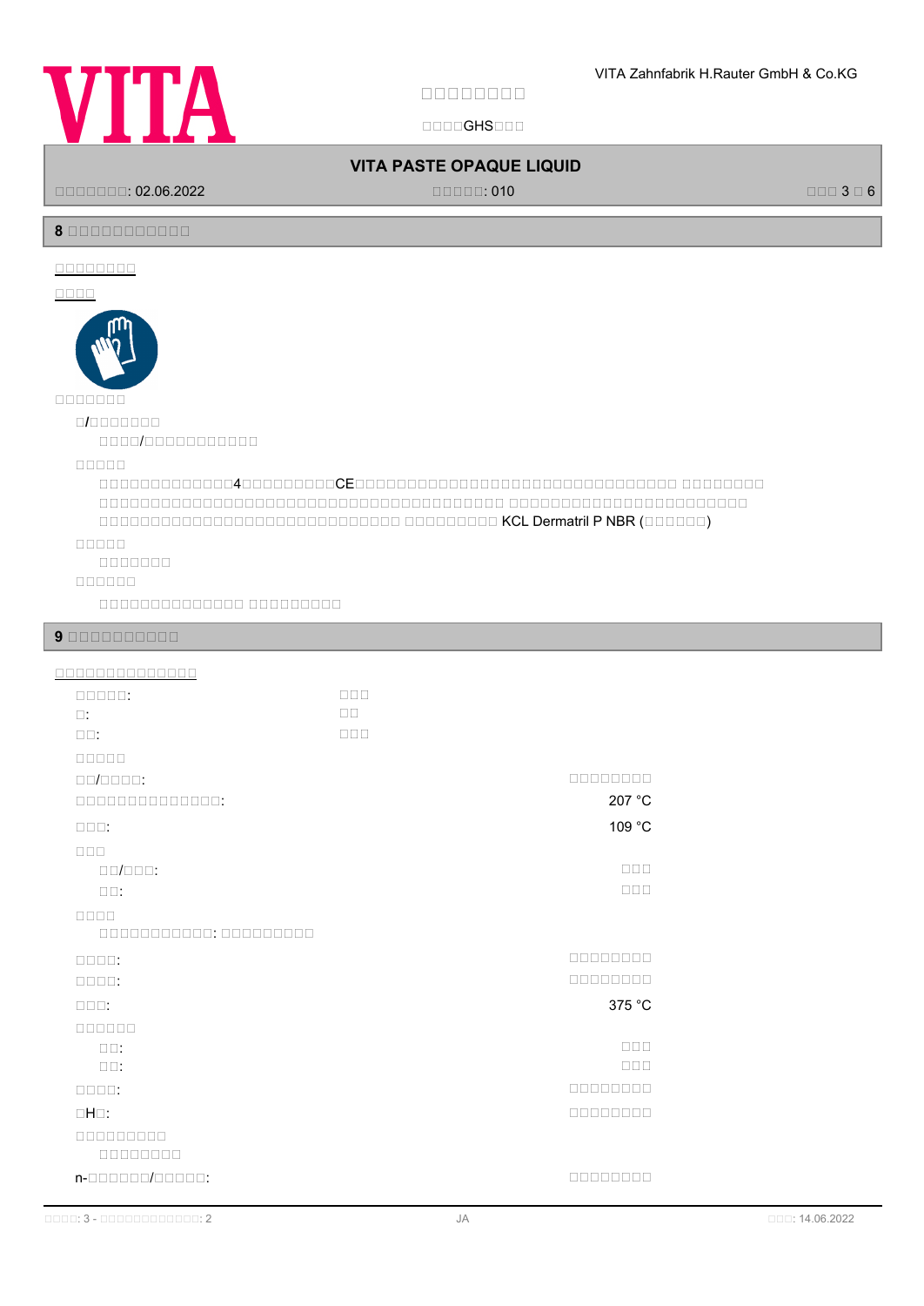## 8 □□□□□□□□□□□

□□□□□□□□

□□□□

□□□□□□□

□/□□□□□□□

□□□□/□□□□□□□□□□□□

□□□□□

□□□□□□□□□□□□□4□□□□□□□□□□CE□□□□□□□□□□□□□□□□□□□□□□□□□□□□□□□□□□□ □□□□□□□□□ □□□□□□□□□□□□□□□□□□□□□□□□□□□□□□□□□□□□□□□□□□□□□□□□□□□□□□□□□□ □□□□□□□□□□□□□□□□□□□□□□□□□□□□□□□□□□□□□□□□□□□□□□□□□□□□□□□□□□□□□□□□□□□□□□ □□□□□□□□□□ KCL Dermatril P NBR (□□□□□□□)

□□□□□

□□□□□□□□

□□□□□□

□□□□□□□□□□□□□□□ □□□□□□□□□□

## 9 □□□□□□□□□□□

□□□□□□□□□□□□□□□

| | |
|---|---|
| □□□□□: | □□□ |
| □: | □□ |
| □□: | □□□ |
| □□□□□ | |
| □□/□□□□: | □□□□□□□□ |
| □□□□□□□□□□□□□□□: | 207 °C |
| □□□: | 109 °C |
| □□□ | |
| □□/□□□: | □□□ |
| □□: | □□□ |
| □□□□ | |
| □□□□□□□□□□□□: □□□□□□□□□□ | |
| □□□□: | □□□□□□□□ |
| □□□□: | □□□□□□□□ |
| □□□: | 375 °C |
| □□□□□□ | |
| □□: | □□□ |
| □□: | □□□ |
| □□□□: | □□□□□□□□ |
| □H□: | □□□□□□□□ |
| □□□□□□□□□ | |
| □□□□□□□□ | |
| n-□□□□□□□/□□□□□□: | □□□□□□□□ |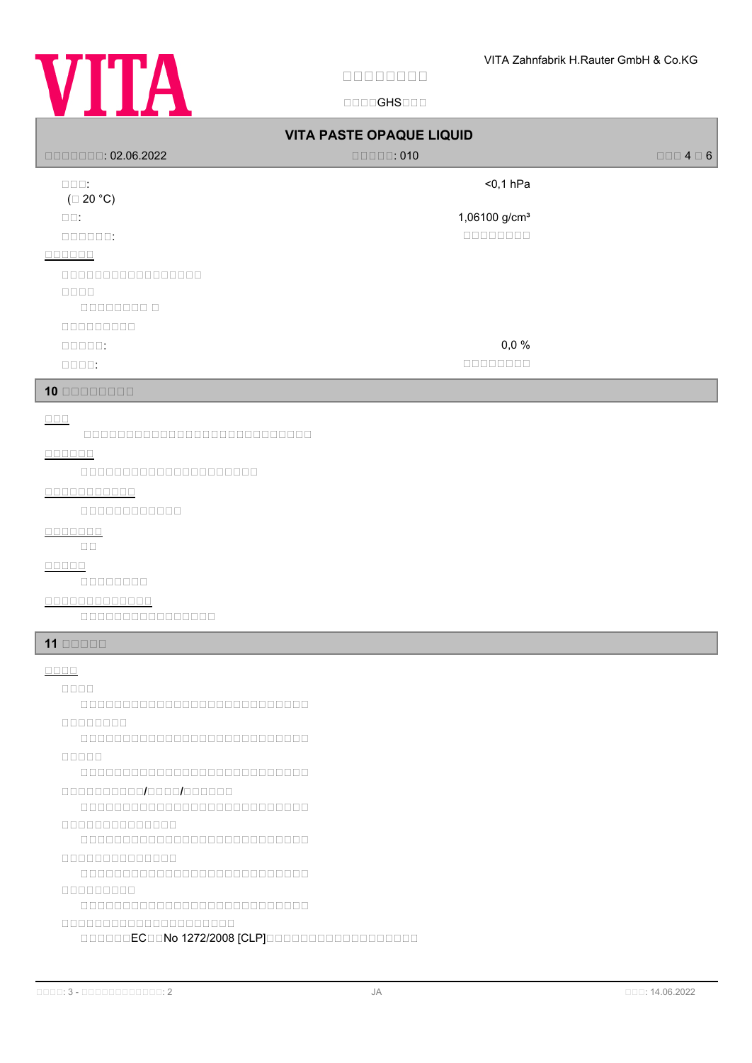| | |
|---|---|
| □□□: (□ 20 °C) | <0,1 hPa |
| □□: | 1,06100 g/cm³ |
| □□□□□□: | □□□□□□□□ |

□□□□□□

□□□□□□□□□□□□□□□□□

□□□□

□□□□□□□□ □

□□□□□□□□□

| | |
|---|---|
| □□□□□: | 0,0 % |
| □□□□: | □□□□□□□□ |

## 10 □□□□□□□□□

□□□

□□□□□□□□□□□□□□□□□□□□□□□□□□□□

□□□□□□

□□□□□□□□□□□□□□□□□□□□□□

□□□□□□□□□□□

□□□□□□□□□□□□□

□□□□□□□

□□

□□□□□

□□□□□□□□□

□□□□□□□□□□□□□

□□□□□□□□□□□□□□□□□

## 11 □□□□□

□□□□

□□□□

□□□□□□□□□□□□□□□□□□□□□□□□□□□□□

□□□□□□□□

□□□□□□□□□□□□□□□□□□□□□□□□□□□□□

□□□□□

□□□□□□□□□□□□□□□□□□□□□□□□□□□□□

□□□□□□□□□□/□□□□/□□□□□□

□□□□□□□□□□□□□□□□□□□□□□□□□□□□□

□□□□□□□□□□□□□□

□□□□□□□□□□□□□□□□□□□□□□□□□□□□□

□□□□□□□□□□□□□□

□□□□□□□□□□□□□□□□□□□□□□□□□□□□□

□□□□□□□□□

□□□□□□□□□□□□□□□□□□□□□□□□□□□□□

□□□□□□□□□□□□□□□□□□□□□□

□□□□□□EC□□No 1272/2008 [CLP]□□□□□□□□□□□□□□□□□□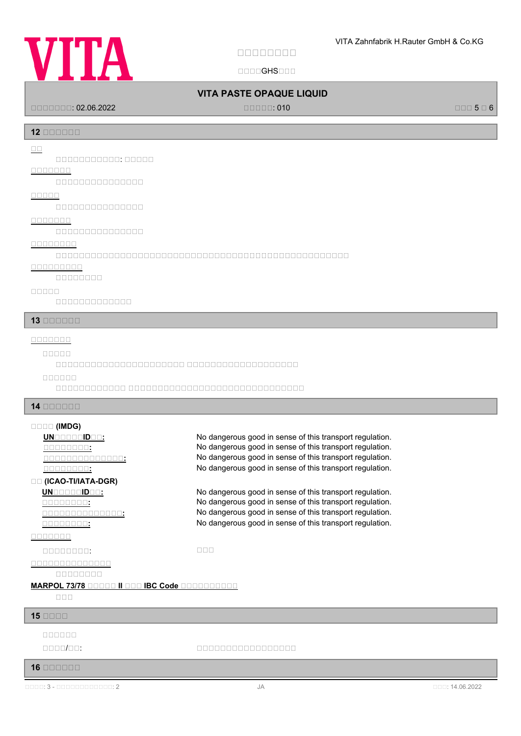## 12 □□□□□□

<u>□□</u>

□□□□□□□□□□□□: □□□□□□

<u>□□□□□□□</u>

□□□□□□□□□□□□□□□□

<u>□□□□□</u>

□□□□□□□□□□□□□□□□

<u>□□□□□□□</u>

□□□□□□□□□□□□□□□□

<u>□□□□□□□□</u>

□□□□□□□□□□□□□□□□□□□□□□□□□□□□□□□□□□□□□□□□□□□□□□□□□□□□□

<u>□□□□□□□□□</u>

□□□□□□□□□

□□□□□

□□□□□□□□□□□□□□

## 13 □□□□□□

<u>□□□□□□□</u>

□□□□□

□□□□□□□□□□□□□□□□□□□□□□□□ □□□□□□□□□□□□□□□□□□□□□

□□□□□□

□□□□□□□□□□□□□ □□□□□□□□□□□□□□□□□□□□□□□□□□□□□□□□

## 14 □□□□□□

**□□□□ (IMDG)**

| | |
|---|---|
| **<u>UN□□□□□ID□□:</u>** | No dangerous good in sense of this transport regulation. |
| **<u>□□□□□□□□:</u>** | No dangerous good in sense of this transport regulation. |
| **<u>□□□□□□□□□□□□□□:</u>** | No dangerous good in sense of this transport regulation. |
| **<u>□□□□□□□□:</u>** | No dangerous good in sense of this transport regulation. |

**□□ (ICAO-TI/IATA-DGR)**

| | |
|---|---|
| **<u>UN□□□□□ID□□:</u>** | No dangerous good in sense of this transport regulation. |
| **<u>□□□□□□□□:</u>** | No dangerous good in sense of this transport regulation. |
| **<u>□□□□□□□□□□□□□□:</u>** | No dangerous good in sense of this transport regulation. |
| **<u>□□□□□□□□:</u>** | No dangerous good in sense of this transport regulation. |

<u>□□□□□□□</u>

□□□□□□□□: □□□

<u>□□□□□□□□□□□□□□</u>

□□□□□□□□

**<u>MARPOL 73/78 □□□□□ II □□□ IBC Code □□□□□□□□□□</u>**

□□□

## 15 □□□□

□□□□□□

□□□□/□□: □□□□□□□□□□□□□□□□□□

## 16 □□□□□□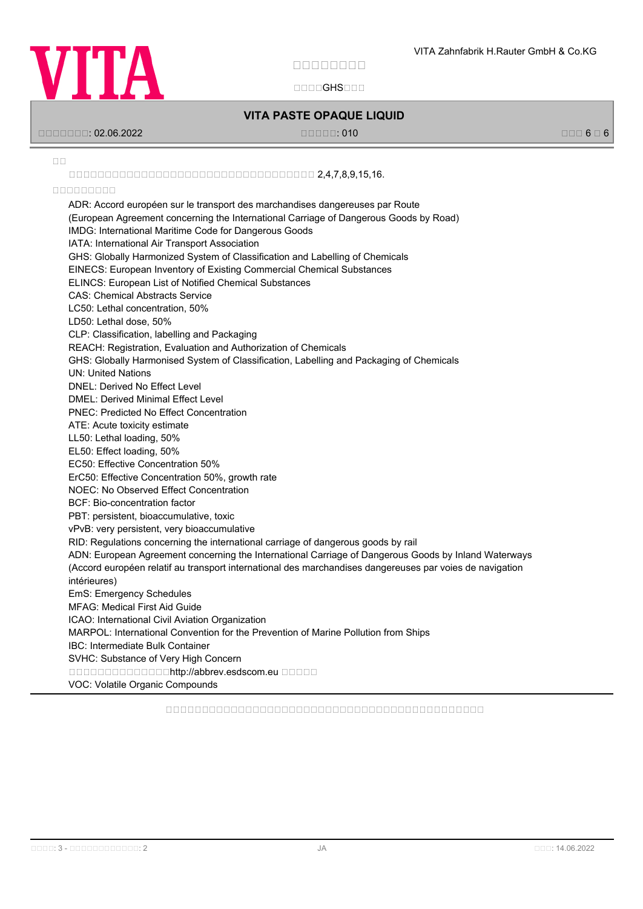□□

□□□□□□□□□□□□□□□□□□□□□□□□□□□□□□□□□□□□□□□ 2,4,7,8,9,15,16.

□□□□□□□□□

ADR: Accord européen sur le transport des marchandises dangereuses par Route
(European Agreement concerning the International Carriage of Dangerous Goods by Road)
IMDG: International Maritime Code for Dangerous Goods
IATA: International Air Transport Association
GHS: Globally Harmonized System of Classification and Labelling of Chemicals
EINECS: European Inventory of Existing Commercial Chemical Substances
ELINCS: European List of Notified Chemical Substances
CAS: Chemical Abstracts Service
LC50: Lethal concentration, 50%
LD50: Lethal dose, 50%
CLP: Classification, labelling and Packaging
REACH: Registration, Evaluation and Authorization of Chemicals
GHS: Globally Harmonised System of Classification, Labelling and Packaging of Chemicals
UN: United Nations
DNEL: Derived No Effect Level
DMEL: Derived Minimal Effect Level
PNEC: Predicted No Effect Concentration
ATE: Acute toxicity estimate
LL50: Lethal loading, 50%
EL50: Effect loading, 50%
EC50: Effective Concentration 50%
ErC50: Effective Concentration 50%, growth rate
NOEC: No Observed Effect Concentration
BCF: Bio-concentration factor
PBT: persistent, bioaccumulative, toxic
vPvB: very persistent, very bioaccumulative
RID: Regulations concerning the international carriage of dangerous goods by rail
ADN: European Agreement concerning the International Carriage of Dangerous Goods by Inland Waterways
(Accord européen relatif au transport international des marchandises dangereuses par voies de navigation intérieures)
EmS: Emergency Schedules
MFAG: Medical First Aid Guide
ICAO: International Civil Aviation Organization
MARPOL: International Convention for the Prevention of Marine Pollution from Ships
IBC: Intermediate Bulk Container
SVHC: Substance of Very High Concern
□□□□□□□□□□□□□□http://abbrev.esdscom.eu □□□□□
VOC: Volatile Organic Compounds

□□□□□□□□□□□□□□□□□□□□□□□□□□□□□□□□□□□□□□□□□□□□□□□□□□□□□□□□